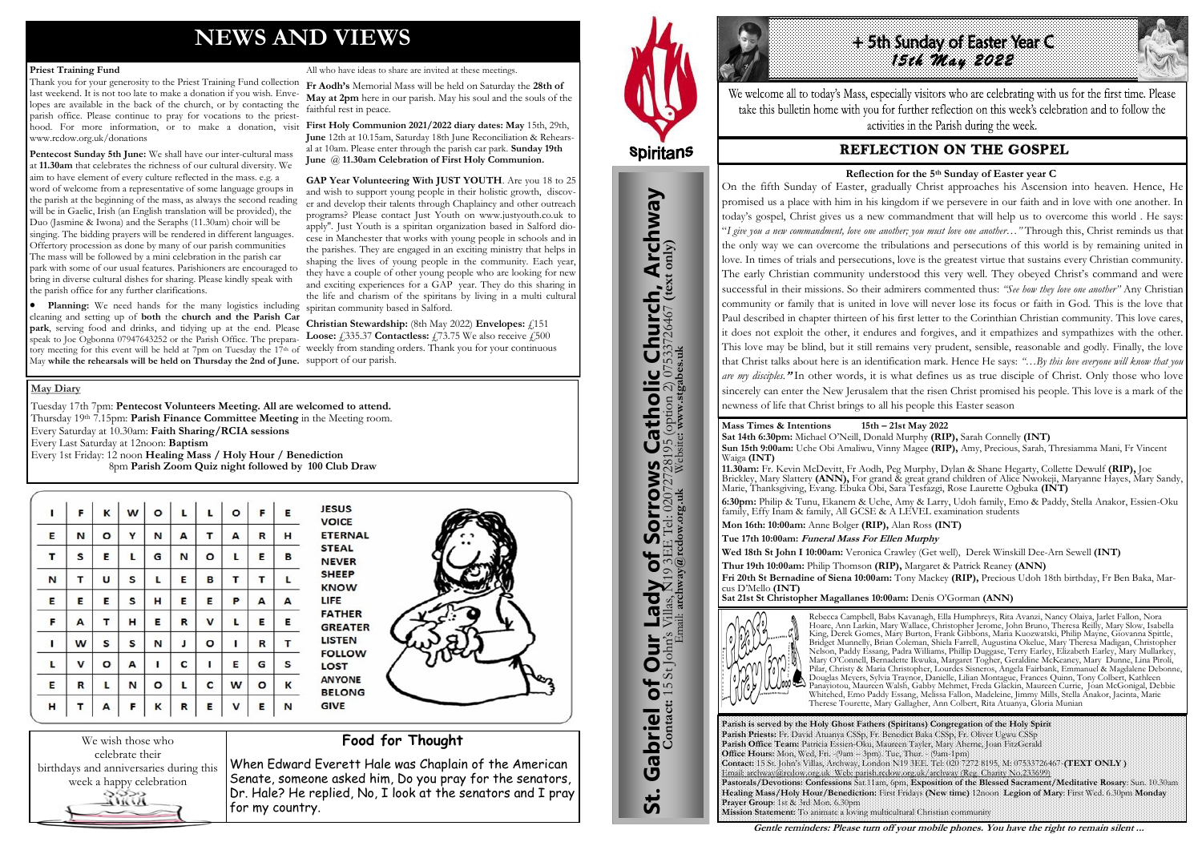# NEWS AND VIEWS

**Priest Training Fund**

Thank you for your generosity to the Priest Training Fund collection last weekend. It is not too late to make a donation if you wish. Envelopes are available in the back of the church, or by contacting the parish office. Please continue to pray for vocations to the priesthood. For more information, or to make a donation, visit www.rcdow.org.uk/donations

**Pentecost Sunday 5th June:** We shall have our inter-cultural mass at **11.30am** that celebrates the richness of our cultural diversity. We aim to have element of every culture reflected in the mass. e.g. a word of welcome from a representative of some language groups in the parish at the beginning of the mass, as always the second reading will be in Gaelic, Irish (an English translation will be provided), the Duo (Jasmine & Iwona) and the Seraphs (11.30am) choir will be singing. The bidding prayers will be rendered in different languages. Offertory procession as done by many of our parish communities The mass will be followed by a mini celebration in the parish car park with some of our usual features. Parishioners are encouraged to bring in diverse cultural dishes for sharing. Please kindly speak with the parish office for any further clarifications.

- **Planning:** We need hands for the many logistics including cleaning and setting up of **both** the **church and the Parish Car park**, serving food and drinks, and tidying up at the end. Please speak to Joe Ogbonna 07947643252 or the Parish Office. The preparatory meeting for this event will be held at 7pm on Tuesday the 17th of May **while the rehearsals will be held on Thursday the 2nd of June.** All who have ideas to share are invited at these meetings.

**Fr Aodh's** Memorial Mass will be held on Saturday the **28th of May at 2pm** here in our parish. May his soul and the souls of the faithful rest in peace.

**First Holy Communion 2021/2022 diary dates: May** 15th, 29th, **June** 12th at 10.15am, Saturday 18th June Reconciliation & Rehearsal at 10am. Please enter through the parish car park. **Sunday 19th June @ 11.30am Celebration of First Holy Communion.**

**GAP Year Volunteering With JUST YOUTH**. Are you 18 to 25 and wish to support young people in their holistic growth, discover and develop their talents through Chaplaincy and other outreach programs? Please contact Just Youth on www.justyouth.co.uk to apply". Just Youth is a spiritan organization based in Salford diocese in Manchester that works with young people in schools and in the parishes. They are engaged in an exciting ministry that helps in shaping the lives of young people in the community. Each year, they have a couple of other young people who are looking for new and exciting experiences for a GAP year. They do this sharing in the life and charism of the spiritans by living in a multi cultural spiritan community based in Salford.

**Christian Stewardship:** (8th May 2022) **Envelopes:** £151 **Loose:** £335.37 **Contactless:** £73.75 We also receive £500 weekly from standing orders. Thank you for your continuous support of our parish.

**May Diary**

Tuesday 17th 7pm: **Pentecost Volunteers Meeting. All are welcomed to attend.**
Thursday 19th 7.15pm: **Parish Finance Committee Meeting** in the Meeting room.
Every Saturday at 10.30am: **Faith Sharing/RCIA sessions**
Every Last Saturday at 12noon: **Baptism**
Every 1st Friday: 12 noon **Healing Mass / Holy Hour / Benediction**
8pm **Parish Zoom Quiz night followed by 100 Club Draw**

| I | F | K | W | O | L | L | O | F | E |
|---|---|---|---|---|---|---|---|---|---|
| E | N | O | Y | N | A | T | A | R | H |
| T | S | E | L | G | N | O | L | E | B |
| N | T | U | S | L | E | B | T | T | L |
| E | E | E | S | H | E | E | P | A | A |
| F | A | T | H | E | R | V | L | E | E |
| I | W | S | S | N | J | O | I | R | T |
| L | V | O | A | I | C | I | E | G | S |
| E | R | L | N | O | L | C | W | O | K |
| H | T | A | F | K | R | E | V | E | N |

JESUS
VOICE
ETERNAL
STEAL
NEVER
SHEEP
KNOW
LIFE
FATHER
GREATER
LISTEN
FOLLOW
LOST
ANYONE
BELONG
GIVE

We wish those who celebrate their birthdays and anniversaries during this week a happy celebration

**Food for Thought**

When Edward Everett Hale was Chaplain of the American Senate, someone asked him, Do you pray for the senators, Dr. Hale? He replied, No, I look at the senators and I pray for my country.

Spiritans

**St. Gabriel of Our Lady of Sorrows Catholic Church, Archway**
**Contact:** 15 St John's Villas, N19 3EE Tel: 02072728195 (option 2) 07533726467 **(text only)**
Email: **archway@rcdow.org.uk** Website: **www.stgabes.uk**

# + 5th Sunday of Easter Year C
*15th May 2022*

We welcome all to today's Mass, especially visitors who are celebrating with us for the first time. Please take this bulletin home with you for further reflection on this week's celebration and to follow the activities in the Parish during the week.

## REFLECTION ON THE GOSPEL

**Reflection for the 5th Sunday of Easter year C**

On the fifth Sunday of Easter, gradually Christ approaches his Ascension into heaven. Hence, He promised us a place with him in his kingdom if we persevere in our faith and in love with one another. In today's gospel, Christ gives us a new commandment that will help us to overcome this world . He says: "*I give you a new commandment, love one another; you must love one another…"* Through this, Christ reminds us that the only way we can overcome the tribulations and persecutions of this world is by remaining united in love. In times of trials and persecutions, love is the greatest virtue that sustains every Christian community. The early Christian community understood this very well. They obeyed Christ's command and were successful in their missions. So their admirers commented thus: *"See how they love one another"* Any Christian community or family that is united in love will never lose its focus or faith in God. This is the love that Paul described in chapter thirteen of his first letter to the Corinthian Christian community. This love cares, it does not exploit the other, it endures and forgives, and it empathizes and sympathizes with the other. This love may be blind, but it still remains very prudent, sensible, reasonable and godly. Finally, the love that Christ talks about here is an identification mark. Hence He says: *"…By this love everyone will know that you are my disciples."* In other words, it is what defines us as true disciple of Christ. Only those who love sincerely can enter the New Jerusalem that the risen Christ promised his people. This love is a mark of the newness of life that Christ brings to all his people this Easter season

**Mass Times & Intentions 15th – 21st May 2022**

**Sat 14th 6:30pm:** Michael O'Neill, Donald Murphy **(RIP),** Sarah Connelly **(INT)**

**Sun 15th 9:00am:** Uche Obi Amaliwu, Vinny Magee **(RIP),** Amy, Precious, Sarah, Thresiamma Mani, Fr Vincent Waiga **(INT)**

**11.30am:** Fr. Kevin McDevitt, Fr Aodh, Peg Murphy, Dylan & Shane Hegarty, Collette Dewulf **(RIP),** Joe Brickley, Mary Slattery **(ANN),** For grand & great grand children of Alice Nwokeji, Maryanne Hayes, Mary Sandy, Marie, Thanksgiving, Evang. Ebuka Obi, Sara Tesfazgi, Rose Laurette Ogbuka **(INT)**

**6:30pm:** Philip & Tunu, Ekanem & Uche, Amy & Larry, Udoh family, Emo & Paddy, Stella Anakor, Essien-Oku family, Effy Inam & family, All GCSE & A LEVEL examination students

**Mon 16th: 10:00am:** Anne Bolger **(RIP),** Alan Ross **(INT)**

**Tue 17th 10:00am:** ***Funeral Mass For Ellen Murphy***

**Wed 18th St John I 10:00am:** Veronica Crawley (Get well), Derek Winskill Dee-Arn Sewell **(INT)**

**Thur 19th 10:00am:** Philip Thomson **(RIP),** Margaret & Patrick Reaney **(ANN)**

**Fri 20th St Bernadine of Siena 10:00am:** Tony Mackey **(RIP),** Precious Udoh 18th birthday, Fr Ben Baka, Marcus D'Mello **(INT)**

**Sat 21st St Christopher Magallanes 10:00am:** Denis O'Gorman **(ANN)**

Please pray for...

Rebecca Campbell, Babs Kavanagh, Ella Humphreys, Rita Avanzi, Nancy Olaiya, Jarlet Fallon, Nora Hoare, Ann Larkin, Mary Wallace, Christopher Jerome, John Bruno, Theresa Reilly, Mary Slow, Isabella King, Derek Gomes, Mary Burton, Frank Gibbons, Maria Kuozwatski, Philip Mayne, Giovanna Spittle, Bridget Munnelly, Brian Coleman, Shiela Farrell, Augustina Okelue, Mary Theresa Madigan, Christopher Nelson, Paddy Essang, Padra Williams, Phillip Duggase, Terry Earley, Elizabeth Earley, Mary Mullarkey, Mary O'Connell, Bernadette Ikwuka, Margaret Togher, Geraldine McKeaney, Mary Dunne, Lina Piroli, Pilar, Christy & Maria Christopher, Lourdes Sisneros, Angela Fairbank, Emmanuel & Magdalene Debonne, Douglas Meyers, Sylvia Traynor, Danielle, Lilian Montague, Frances Quinn, Tony Colbert, Kathleen Panayiotou, Maureen Walsh, Gabby Mehmet, Freda Glackin, Maureen Currie, Joan McGonigal, Debbie Whitehed, Emo Paddy Essang, Melissa Fallon, Madeleine, Jimmy Mills, Stella Anakor, Jacinta, Marie Therese Tourette, Mary Gallagher, Ann Colbert, Rita Atuanya, Gloria Munian

**Parish is served by the Holy Ghost Fathers (Spiritans) Congregation of the Holy Spirit**
**Parish Priests:** Fr. David Atuanya CSSp, Fr. Benedict Baka CSSp, Fr. Oliver Ugwu CSSp
**Parish Office Team:** Patricia Essien-Oku, Maureen Tayler, Mary Aherne, Joan FitzGerald
**Office Hours:** Mon, Wed, Fri. - (9am – 3pm). Tue, Thur. - (9am-1pm)
**Contact:** 15 St. John's Villas, Archway, London N19 3EE. Tel: 020 7272 8195, M: 07533726467 **(TEXT ONLY )**
Email: archway@rcdow.org.uk Web: parish.rcdow.org.uk/archway (Reg. Charity No 233699)
**Pastorals/Devotions: Confessions** Sat.11am, 6pm, **Exposition of the Blessed Sacrament/Meditative Rosary**: Sun. 10.30am **Healing Mass/Holy Hour/Benediction:** First Fridays **(New time)** 12noon **Legion of Mary**: First Wed. 6.30pm **Monday Prayer Group**: 1st & 3rd Mon. 6.30pm
**Mission Statement:** To animate a loving multicultural Christian community

***Gentle reminders: Please turn off your mobile phones. You have the right to remain silent …***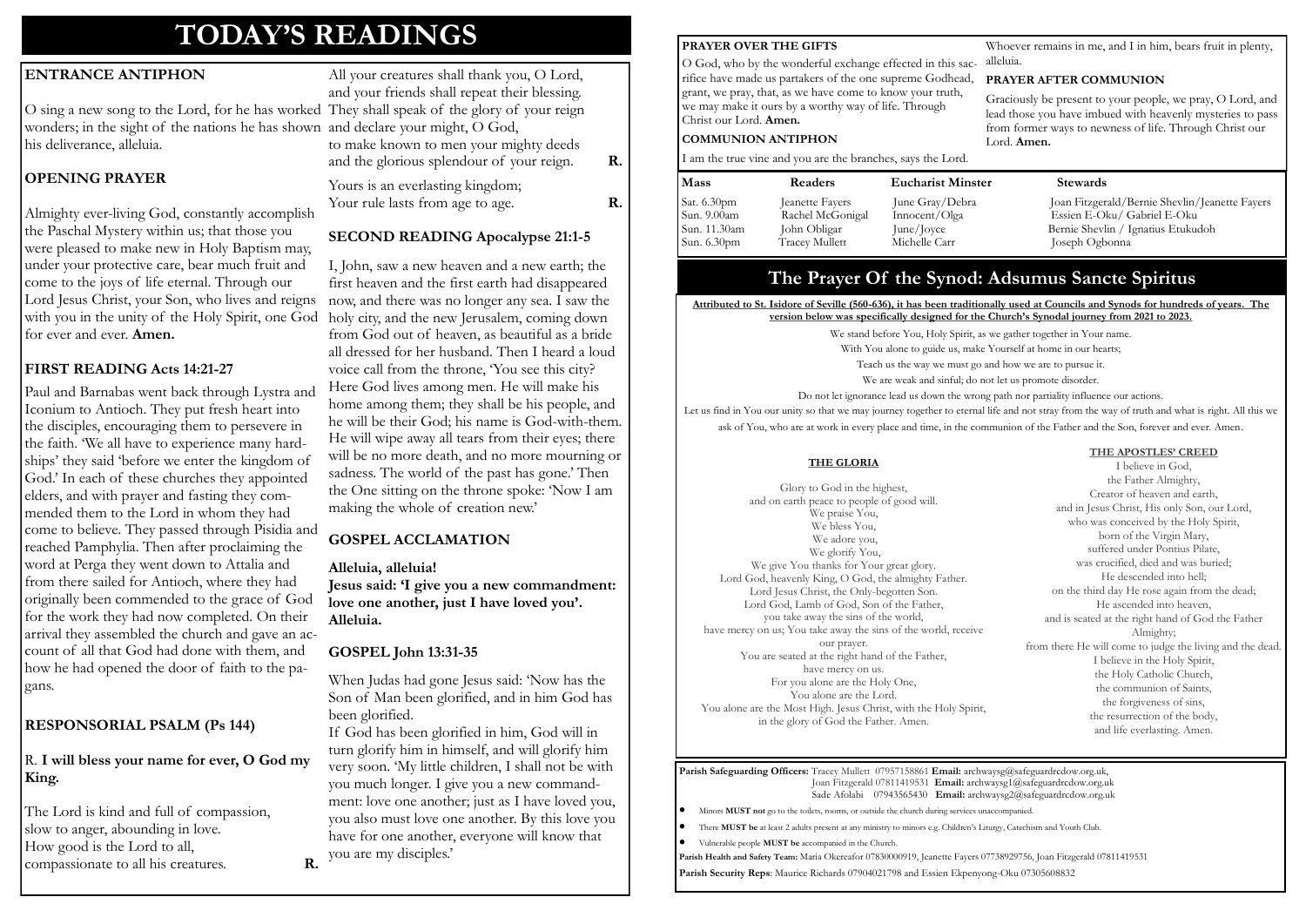# TODAY'S READINGS

## ENTRANCE ANTIPHON

O sing a new song to the Lord, for he has worked wonders; in the sight of the nations he has shown his deliverance, alleluia.

## OPENING PRAYER

Almighty ever-living God, constantly accomplish the Paschal Mystery within us; that those you were pleased to make new in Holy Baptism may, under your protective care, bear much fruit and come to the joys of life eternal. Through our Lord Jesus Christ, your Son, who lives and reigns with you in the unity of the Holy Spirit, one God for ever and ever. **Amen.**

## FIRST READING Acts 14:21-27

Paul and Barnabas went back through Lystra and Iconium to Antioch. They put fresh heart into the disciples, encouraging them to persevere in the faith. 'We all have to experience many hardships' they said 'before we enter the kingdom of God.' In each of these churches they appointed elders, and with prayer and fasting they commended them to the Lord in whom they had come to believe. They passed through Pisidia and reached Pamphylia. Then after proclaiming the word at Perga they went down to Attalia and from there sailed for Antioch, where they had originally been commended to the grace of God for the work they had now completed. On their arrival they assembled the church and gave an account of all that God had done with them, and how he had opened the door of faith to the pagans.

## RESPONSORIAL PSALM (Ps 144)

R. **I will bless your name for ever, O God my King.**

The Lord is kind and full of compassion,
slow to anger, abounding in love.
How good is the Lord to all,
compassionate to all his creatures. **R.**

All your creatures shall thank you, O Lord,
and your friends shall repeat their blessing.
They shall speak of the glory of your reign
and declare your might, O God,
to make known to men your mighty deeds
and the glorious splendour of your reign. **R.**

Yours is an everlasting kingdom;
Your rule lasts from age to age. **R.**

## SECOND READING Apocalypse 21:1-5

I, John, saw a new heaven and a new earth; the first heaven and the first earth had disappeared now, and there was no longer any sea. I saw the holy city, and the new Jerusalem, coming down from God out of heaven, as beautiful as a bride all dressed for her husband. Then I heard a loud voice call from the throne, 'You see this city? Here God lives among men. He will make his home among them; they shall be his people, and he will be their God; his name is God-with-them. He will wipe away all tears from their eyes; there will be no more death, and no more mourning or sadness. The world of the past has gone.' Then the One sitting on the throne spoke: 'Now I am making the whole of creation new.'

## GOSPEL ACCLAMATION

**Alleluia, alleluia!**
**Jesus said: 'I give you a new commandment: love one another, just I have loved you'.**
**Alleluia.**

## GOSPEL John 13:31-35

When Judas had gone Jesus said: 'Now has the Son of Man been glorified, and in him God has been glorified.
If God has been glorified in him, God will in turn glorify him in himself, and will glorify him very soon. 'My little children, I shall not be with you much longer. I give you a new commandment: love one another; just as I have loved you, you also must love one another. By this love you have for one another, everyone will know that you are my disciples.'

## PRAYER OVER THE GIFTS

O God, who by the wonderful exchange effected in this sacrifice have made us partakers of the one supreme Godhead, grant, we pray, that, as we have come to know your truth, we may make it ours by a worthy way of life. Through Christ our Lord. **Amen.**

## COMMUNION ANTIPHON

I am the true vine and you are the branches, says the Lord.
Whoever remains in me, and I in him, bears fruit in plenty, alleluia.

## PRAYER AFTER COMMUNION

Graciously be present to your people, we pray, O Lord, and lead those you have imbued with heavenly mysteries to pass from former ways to newness of life. Through Christ our Lord. **Amen.**

| Mass | Readers | Eucharist Minister | Stewards |
|---|---|---|---|
| Sat. 6.30pm | Jeanette Fayers | June Gray/Debra | Joan Fitzgerald/Bernie Shevlin/Jeanette Fayers |
| Sun. 9.00am | Rachel McGonigal | Innocent/Olga | Essien E-Oku/ Gabriel E-Oku |
| Sun. 11.30am | John Obligar | June/Joyce | Bernie Shevlin / Ignatius Etukudoh |
| Sun. 6.30pm | Tracey Mullett | Michelle Carr | Joseph Ogbonna |

# The Prayer Of the Synod: Adsumus Sancte Spiritus

**Attributed to St. Isidore of Seville (560-636), it has been traditionally used at Councils and Synods for hundreds of years. The version below was specifically designed for the Church's Synodal journey from 2021 to 2023.**

We stand before You, Holy Spirit, as we gather together in Your name.
With You alone to guide us, make Yourself at home in our hearts;
Teach us the way we must go and how we are to pursue it.
We are weak and sinful; do not let us promote disorder.
Do not let ignorance lead us down the wrong path nor partiality influence our actions.
Let us find in You our unity so that we may journey together to eternal life and not stray from the way of truth and what is right. All this we ask of You, who are at work in every place and time, in the communion of the Father and the Son, forever and ever. Amen.

### THE GLORIA

Glory to God in the highest,
and on earth peace to people of good will.
We praise You,
We bless You,
We adore you,
We glorify You,
We give You thanks for Your great glory.
Lord God, heavenly King, O God, the almighty Father.
Lord Jesus Christ, the Only-begotten Son.
Lord God, Lamb of God, Son of the Father,
you take away the sins of the world,
have mercy on us; You take away the sins of the world, receive our prayer.
You are seated at the right hand of the Father,
have mercy on us.
For you alone are the Holy One,
You alone are the Lord.
You alone are the Most High. Jesus Christ, with the Holy Spirit,
in the glory of God the Father. Amen.

### THE APOSTLES' CREED

I believe in God,
the Father Almighty,
Creator of heaven and earth,
and in Jesus Christ, His only Son, our Lord,
who was conceived by the Holy Spirit,
born of the Virgin Mary,
suffered under Pontius Pilate,
was crucified, died and was buried;
He descended into hell;
on the third day He rose again from the dead;
He ascended into heaven,
and is seated at the right hand of God the Father Almighty;
from there He will come to judge the living and the dead.
I believe in the Holy Spirit,
the Holy Catholic Church,
the communion of Saints,
the forgiveness of sins,
the resurrection of the body,
and life everlasting. Amen.

**Parish Safeguarding Officers:** Tracey Mullett 07957158861 **Email:** archwaysg@safeguardrcdow.org.uk,
Joan Fitzgerald 07811419531 **Email:** archwaysg1@safeguardrcdow.org.uk
Sade Afolabi 07943565430 **Email:** archwaysg2@safeguardrcdow.org.uk

- Minors **MUST not** go to the toilets, rooms, or outside the church during services unaccompanied.
- There **MUST be** at least 2 adults present at any ministry to minors e.g. Children's Liturgy, Catechism and Youth Club.
- Vulnerable people **MUST be** accompanied in the Church.

**Parish Health and Safety Team:** Maria Okereafor 07830000919, Jeanette Fayers 07738929756, Joan Fitzgerald 07811419531

**Parish Security Reps**: Maurice Richards 07904021798 and Essien Ekpenyong-Oku 07305608832